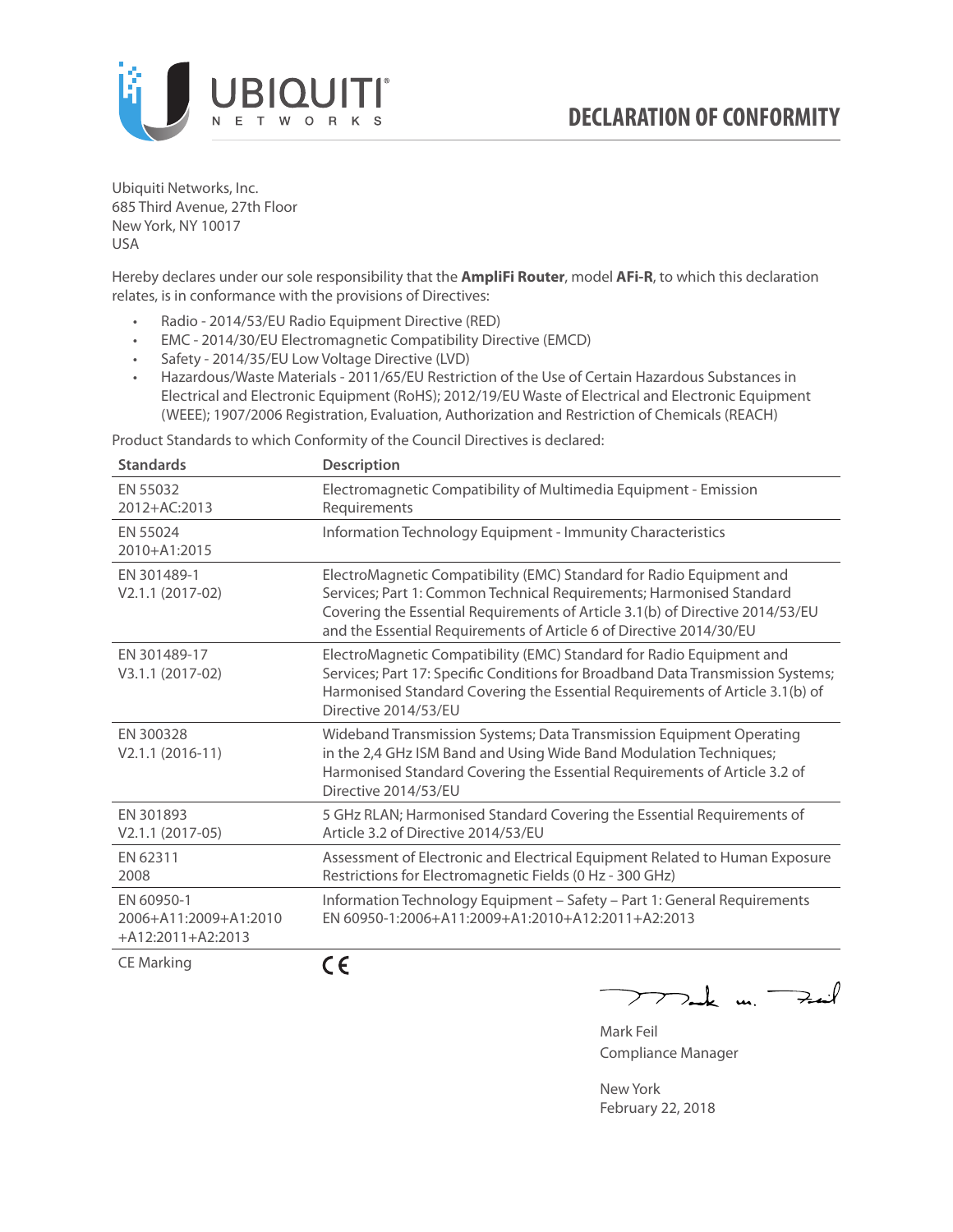# DECLARATION OF CONFORMITY

Ubiquiti Networks, Inc.
685 Third Avenue, 27th Floor
New York, NY 10017
USA

Hereby declares under our sole responsibility that the **AmpliFi Router**, model **AFi-R**, to which this declaration relates, is in conformance with the provisions of Directives:

- Radio - 2014/53/EU Radio Equipment Directive (RED)
- EMC - 2014/30/EU Electromagnetic Compatibility Directive (EMCD)
- Safety - 2014/35/EU Low Voltage Directive (LVD)
- Hazardous/Waste Materials - 2011/65/EU Restriction of the Use of Certain Hazardous Substances in Electrical and Electronic Equipment (RoHS); 2012/19/EU Waste of Electrical and Electronic Equipment (WEEE); 1907/2006 Registration, Evaluation, Authorization and Restriction of Chemicals (REACH)

Product Standards to which Conformity of the Council Directives is declared:

| Standards | Description |
|---|---|
| EN 55032 2012+AC:2013 | Electromagnetic Compatibility of Multimedia Equipment - Emission Requirements |
| EN 55024 2010+A1:2015 | Information Technology Equipment - Immunity Characteristics |
| EN 301489-1 V2.1.1 (2017-02) | ElectroMagnetic Compatibility (EMC) Standard for Radio Equipment and Services; Part 1: Common Technical Requirements; Harmonised Standard Covering the Essential Requirements of Article 3.1(b) of Directive 2014/53/EU and the Essential Requirements of Article 6 of Directive 2014/30/EU |
| EN 301489-17 V3.1.1 (2017-02) | ElectroMagnetic Compatibility (EMC) Standard for Radio Equipment and Services; Part 17: Specific Conditions for Broadband Data Transmission Systems; Harmonised Standard Covering the Essential Requirements of Article 3.1(b) of Directive 2014/53/EU |
| EN 300328 V2.1.1 (2016-11) | Wideband Transmission Systems; Data Transmission Equipment Operating in the 2,4 GHz ISM Band and Using Wide Band Modulation Techniques; Harmonised Standard Covering the Essential Requirements of Article 3.2 of Directive 2014/53/EU |
| EN 301893 V2.1.1 (2017-05) | 5 GHz RLAN; Harmonised Standard Covering the Essential Requirements of Article 3.2 of Directive 2014/53/EU |
| EN 62311 2008 | Assessment of Electronic and Electrical Equipment Related to Human Exposure Restrictions for Electromagnetic Fields (0 Hz - 300 GHz) |
| EN 60950-1 2006+A11:2009+A1:2010 +A12:2011+A2:2013 | Information Technology Equipment – Safety – Part 1: General Requirements EN 60950-1:2006+A11:2009+A1:2010+A12:2011+A2:2013 |
| CE Marking | CE |

Mark Feil
Compliance Manager

New York
February 22, 2018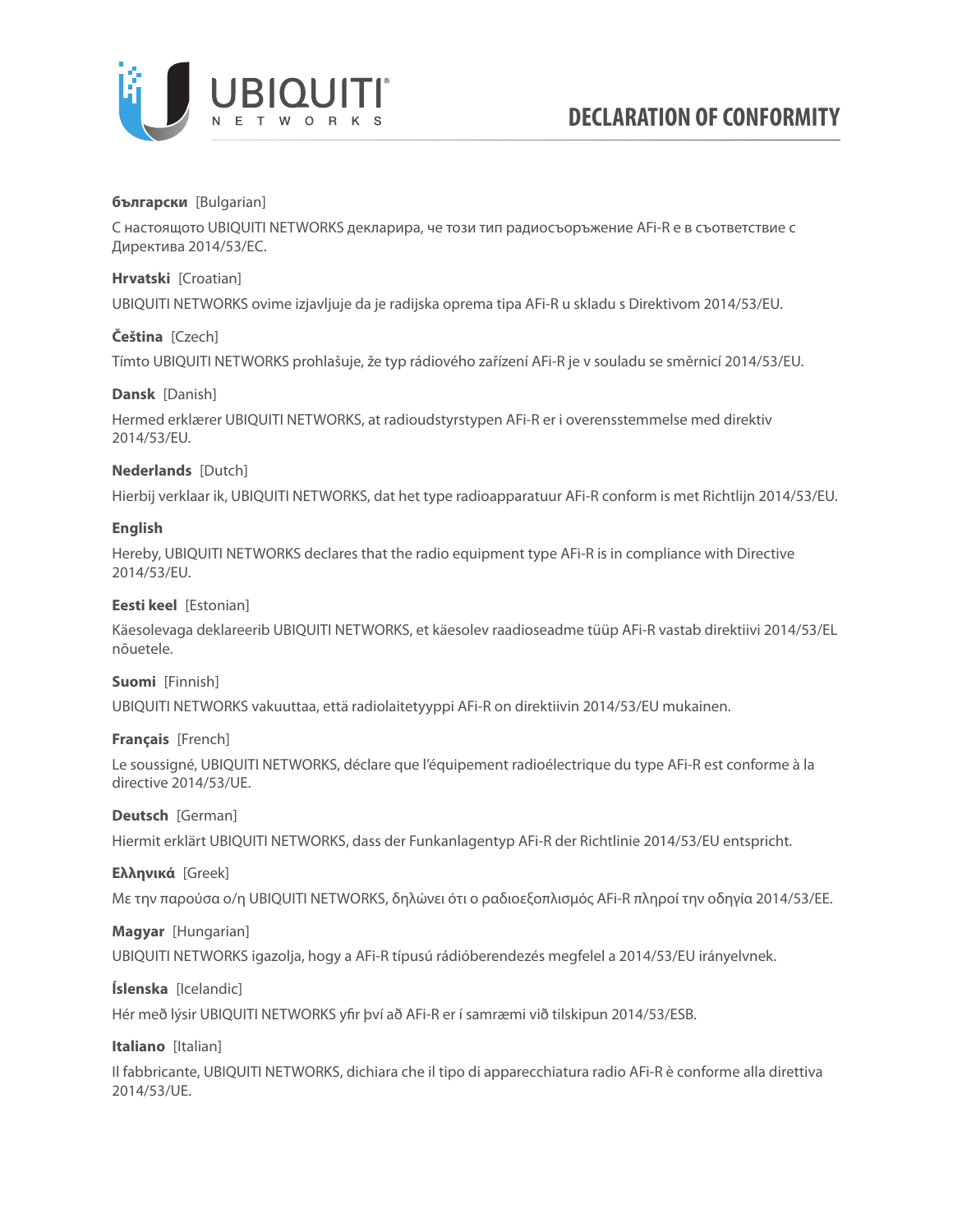# DECLARATION OF CONFORMITY

**български** [Bulgarian]

С настоящото UBIQUITI NETWORKS декларира, че този тип радиосъоръжение AFi-R е в съответствие с Директива 2014/53/ЕС.

**Hrvatski** [Croatian]

UBIQUITI NETWORKS ovime izjavljuje da je radijska oprema tipa AFi-R u skladu s Direktivom 2014/53/EU.

**Čeština** [Czech]

Tímto UBIQUITI NETWORKS prohlašuje, že typ rádiového zařízení AFi-R je v souladu se směrnicí 2014/53/EU.

**Dansk** [Danish]

Hermed erklærer UBIQUITI NETWORKS, at radioudstyrstypen AFi-R er i overensstemmelse med direktiv 2014/53/EU.

**Nederlands** [Dutch]

Hierbij verklaar ik, UBIQUITI NETWORKS, dat het type radioapparatuur AFi-R conform is met Richtlijn 2014/53/EU.

**English**

Hereby, UBIQUITI NETWORKS declares that the radio equipment type AFi-R is in compliance with Directive 2014/53/EU.

**Eesti keel** [Estonian]

Käesolevaga deklareerib UBIQUITI NETWORKS, et käesolev raadioseadme tüüp AFi-R vastab direktiivi 2014/53/EL nõuetele.

**Suomi** [Finnish]

UBIQUITI NETWORKS vakuuttaa, että radiolaitetyyppi AFi-R on direktiivin 2014/53/EU mukainen.

**Français** [French]

Le soussigné, UBIQUITI NETWORKS, déclare que l'équipement radioélectrique du type AFi-R est conforme à la directive 2014/53/UE.

**Deutsch** [German]

Hiermit erklärt UBIQUITI NETWORKS, dass der Funkanlagentyp AFi-R der Richtlinie 2014/53/EU entspricht.

**Ελληνικά** [Greek]

Με την παρούσα ο/η UBIQUITI NETWORKS, δηλώνει ότι ο ραδιοεξοπλισμός AFi-R πληροί την οδηγία 2014/53/ΕΕ.

**Magyar** [Hungarian]

UBIQUITI NETWORKS igazolja, hogy a AFi-R típusú rádióberendezés megfelel a 2014/53/EU irányelvnek.

**Íslenska** [Icelandic]

Hér með lýsir UBIQUITI NETWORKS yfir því að AFi-R er í samræmi við tilskipun 2014/53/ESB.

**Italiano** [Italian]

Il fabbricante, UBIQUITI NETWORKS, dichiara che il tipo di apparecchiatura radio AFi-R è conforme alla direttiva 2014/53/UE.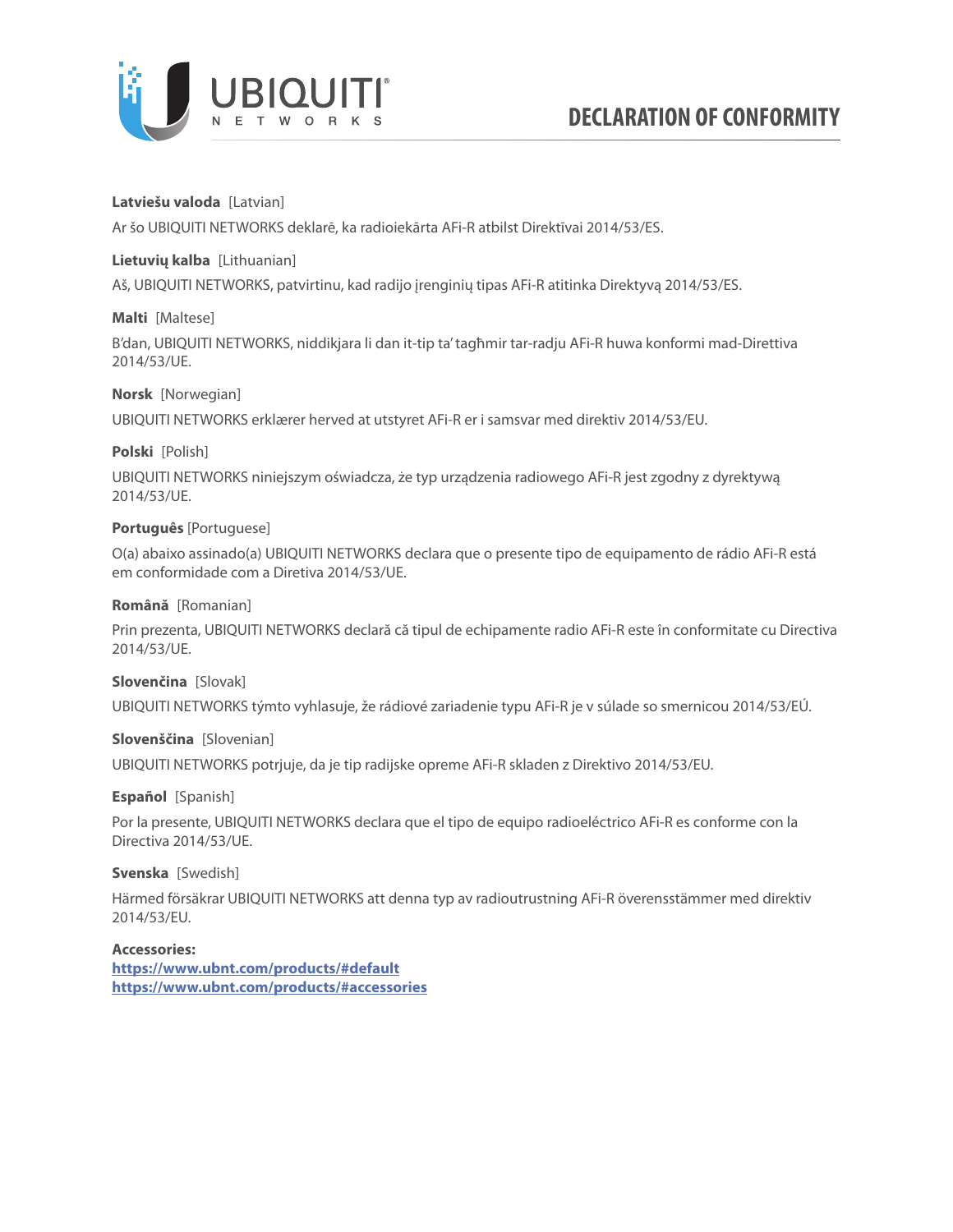**Latviešu valoda** [Latvian]

Ar šo UBIQUITI NETWORKS deklarē, ka radioiekārta AFi-R atbilst Direktīvai 2014/53/ES.

**Lietuvių kalba** [Lithuanian]

Aš, UBIQUITI NETWORKS, patvirtinu, kad radijo įrenginių tipas AFi-R atitinka Direktyvą 2014/53/ES.

**Malti** [Maltese]

B'dan, UBIQUITI NETWORKS, niddikjara li dan it-tip ta' tagħmir tar-radju AFi-R huwa konformi mad-Direttiva 2014/53/UE.

**Norsk** [Norwegian]

UBIQUITI NETWORKS erklærer herved at utstyret AFi-R er i samsvar med direktiv 2014/53/EU.

**Polski** [Polish]

UBIQUITI NETWORKS niniejszym oświadcza, że typ urządzenia radiowego AFi-R jest zgodny z dyrektywą 2014/53/UE.

**Português** [Portuguese]

O(a) abaixo assinado(a) UBIQUITI NETWORKS declara que o presente tipo de equipamento de rádio AFi-R está em conformidade com a Diretiva 2014/53/UE.

**Română** [Romanian]

Prin prezenta, UBIQUITI NETWORKS declară că tipul de echipamente radio AFi-R este în conformitate cu Directiva 2014/53/UE.

**Slovenčina** [Slovak]

UBIQUITI NETWORKS týmto vyhlasuje, že rádiové zariadenie typu AFi-R je v súlade so smernicou 2014/53/EÚ.

**Slovenščina** [Slovenian]

UBIQUITI NETWORKS potrjuje, da je tip radijske opreme AFi-R skladen z Direktivo 2014/53/EU.

**Español** [Spanish]

Por la presente, UBIQUITI NETWORKS declara que el tipo de equipo radioeléctrico AFi-R es conforme con la Directiva 2014/53/UE.

**Svenska** [Swedish]

Härmed försäkrar UBIQUITI NETWORKS att denna typ av radioutrustning AFi-R överensstämmer med direktiv 2014/53/EU.

**Accessories:**
**https://www.ubnt.com/products/#default**
**https://www.ubnt.com/products/#accessories**